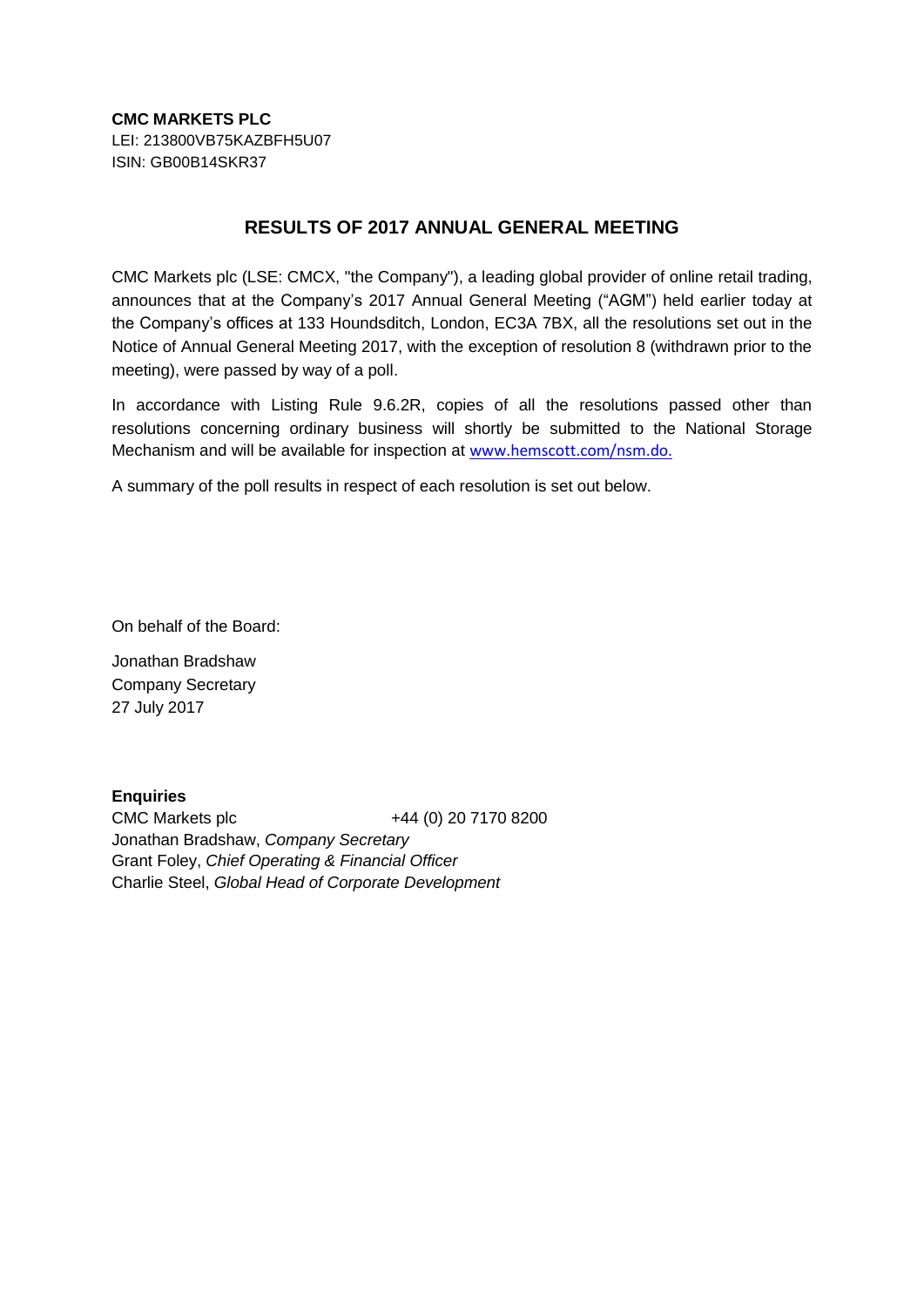**CMC MARKETS PLC**
LEI: 213800VB75KAZBFH5U07
ISIN: GB00B14SKR37

## RESULTS OF 2017 ANNUAL GENERAL MEETING

CMC Markets plc (LSE: CMCX, "the Company"), a leading global provider of online retail trading, announces that at the Company's 2017 Annual General Meeting ("AGM") held earlier today at the Company's offices at 133 Houndsditch, London, EC3A 7BX, all the resolutions set out in the Notice of Annual General Meeting 2017, with the exception of resolution 8 (withdrawn prior to the meeting), were passed by way of a poll.

In accordance with Listing Rule 9.6.2R, copies of all the resolutions passed other than resolutions concerning ordinary business will shortly be submitted to the National Storage Mechanism and will be available for inspection at www.hemscott.com/nsm.do.

A summary of the poll results in respect of each resolution is set out below.

On behalf of the Board:

Jonathan Bradshaw
Company Secretary
27 July 2017

**Enquiries**
CMC Markets plc +44 (0) 20 7170 8200
Jonathan Bradshaw, *Company Secretary*
Grant Foley, *Chief Operating & Financial Officer*
Charlie Steel, *Global Head of Corporate Development*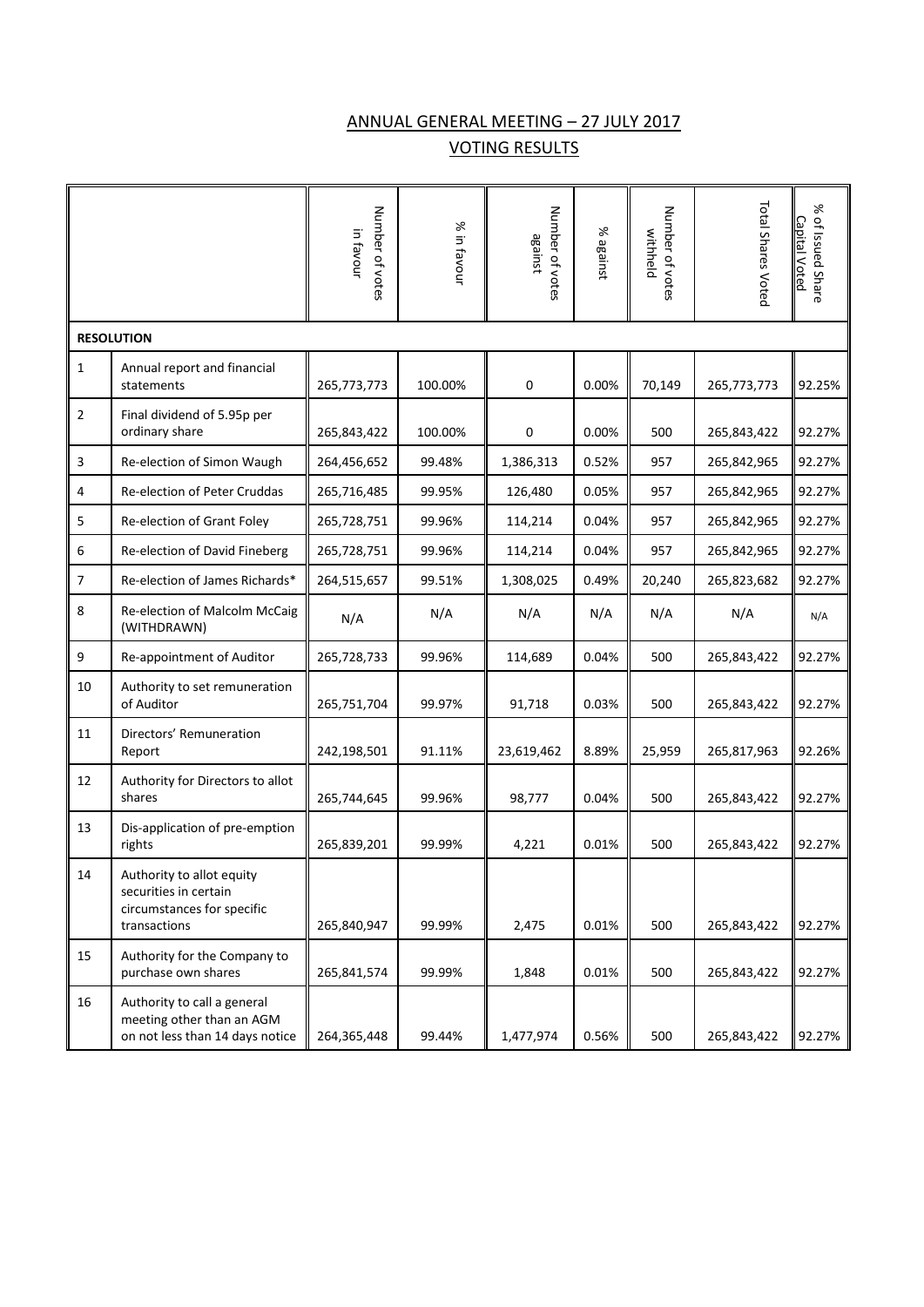## ANNUAL GENERAL MEETING – 27 JULY 2017

## VOTING RESULTS

| | | Number of votes in favour | % in favour | Number of votes against | % against | Number of votes withheld | Total Shares Voted | % of Issued Share Capital Voted |
|---|---|---|---|---|---|---|---|---|
| **RESOLUTION** | | | | | | | | |
| 1 | Annual report and financial statements | 265,773,773 | 100.00% | 0 | 0.00% | 70,149 | 265,773,773 | 92.25% |
| 2 | Final dividend of 5.95p per ordinary share | 265,843,422 | 100.00% | 0 | 0.00% | 500 | 265,843,422 | 92.27% |
| 3 | Re-election of Simon Waugh | 264,456,652 | 99.48% | 1,386,313 | 0.52% | 957 | 265,842,965 | 92.27% |
| 4 | Re-election of Peter Cruddas | 265,716,485 | 99.95% | 126,480 | 0.05% | 957 | 265,842,965 | 92.27% |
| 5 | Re-election of Grant Foley | 265,728,751 | 99.96% | 114,214 | 0.04% | 957 | 265,842,965 | 92.27% |
| 6 | Re-election of David Fineberg | 265,728,751 | 99.96% | 114,214 | 0.04% | 957 | 265,842,965 | 92.27% |
| 7 | Re-election of James Richards* | 264,515,657 | 99.51% | 1,308,025 | 0.49% | 20,240 | 265,823,682 | 92.27% |
| 8 | Re-election of Malcolm McCaig (WITHDRAWN) | N/A | N/A | N/A | N/A | N/A | N/A | N/A |
| 9 | Re-appointment of Auditor | 265,728,733 | 99.96% | 114,689 | 0.04% | 500 | 265,843,422 | 92.27% |
| 10 | Authority to set remuneration of Auditor | 265,751,704 | 99.97% | 91,718 | 0.03% | 500 | 265,843,422 | 92.27% |
| 11 | Directors' Remuneration Report | 242,198,501 | 91.11% | 23,619,462 | 8.89% | 25,959 | 265,817,963 | 92.26% |
| 12 | Authority for Directors to allot shares | 265,744,645 | 99.96% | 98,777 | 0.04% | 500 | 265,843,422 | 92.27% |
| 13 | Dis-application of pre-emption rights | 265,839,201 | 99.99% | 4,221 | 0.01% | 500 | 265,843,422 | 92.27% |
| 14 | Authority to allot equity securities in certain circumstances for specific transactions | 265,840,947 | 99.99% | 2,475 | 0.01% | 500 | 265,843,422 | 92.27% |
| 15 | Authority for the Company to purchase own shares | 265,841,574 | 99.99% | 1,848 | 0.01% | 500 | 265,843,422 | 92.27% |
| 16 | Authority to call a general meeting other than an AGM on not less than 14 days notice | 264,365,448 | 99.44% | 1,477,974 | 0.56% | 500 | 265,843,422 | 92.27% |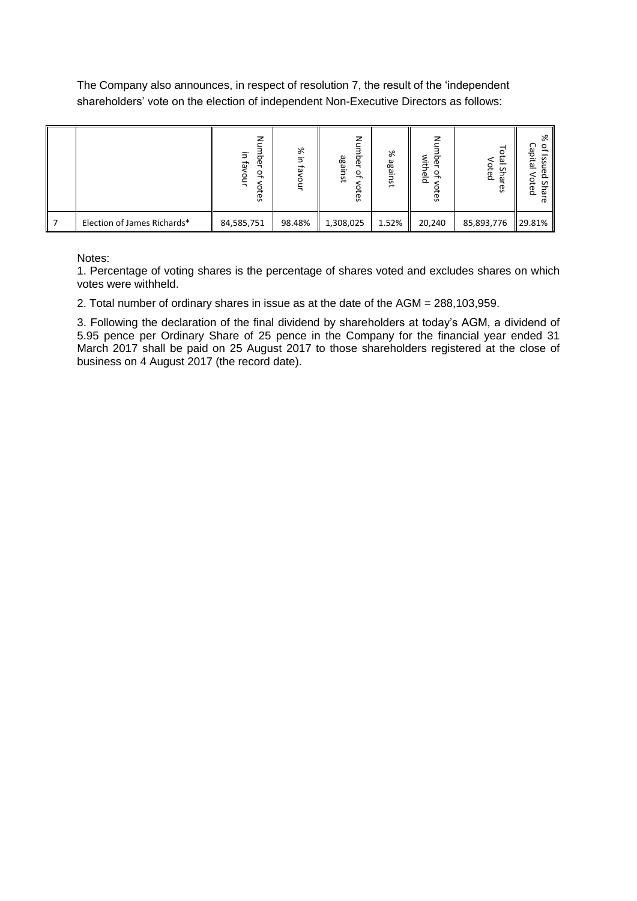The Company also announces, in respect of resolution 7, the result of the 'independent shareholders' vote on the election of independent Non-Executive Directors as follows:

| | | Number of votes in favour | % in favour | Number of votes against | % against | Number of votes withheld | Total Shares Voted | % of Issued Share Capital Voted |
|---|---|---|---|---|---|---|---|---|
| 7 | Election of James Richards* | 84,585,751 | 98.48% | 1,308,025 | 1.52% | 20,240 | 85,893,776 | 29.81% |

Notes:

1. Percentage of voting shares is the percentage of shares voted and excludes shares on which votes were withheld.

2. Total number of ordinary shares in issue as at the date of the AGM = 288,103,959.

3. Following the declaration of the final dividend by shareholders at today's AGM, a dividend of 5.95 pence per Ordinary Share of 25 pence in the Company for the financial year ended 31 March 2017 shall be paid on 25 August 2017 to those shareholders registered at the close of business on 4 August 2017 (the record date).